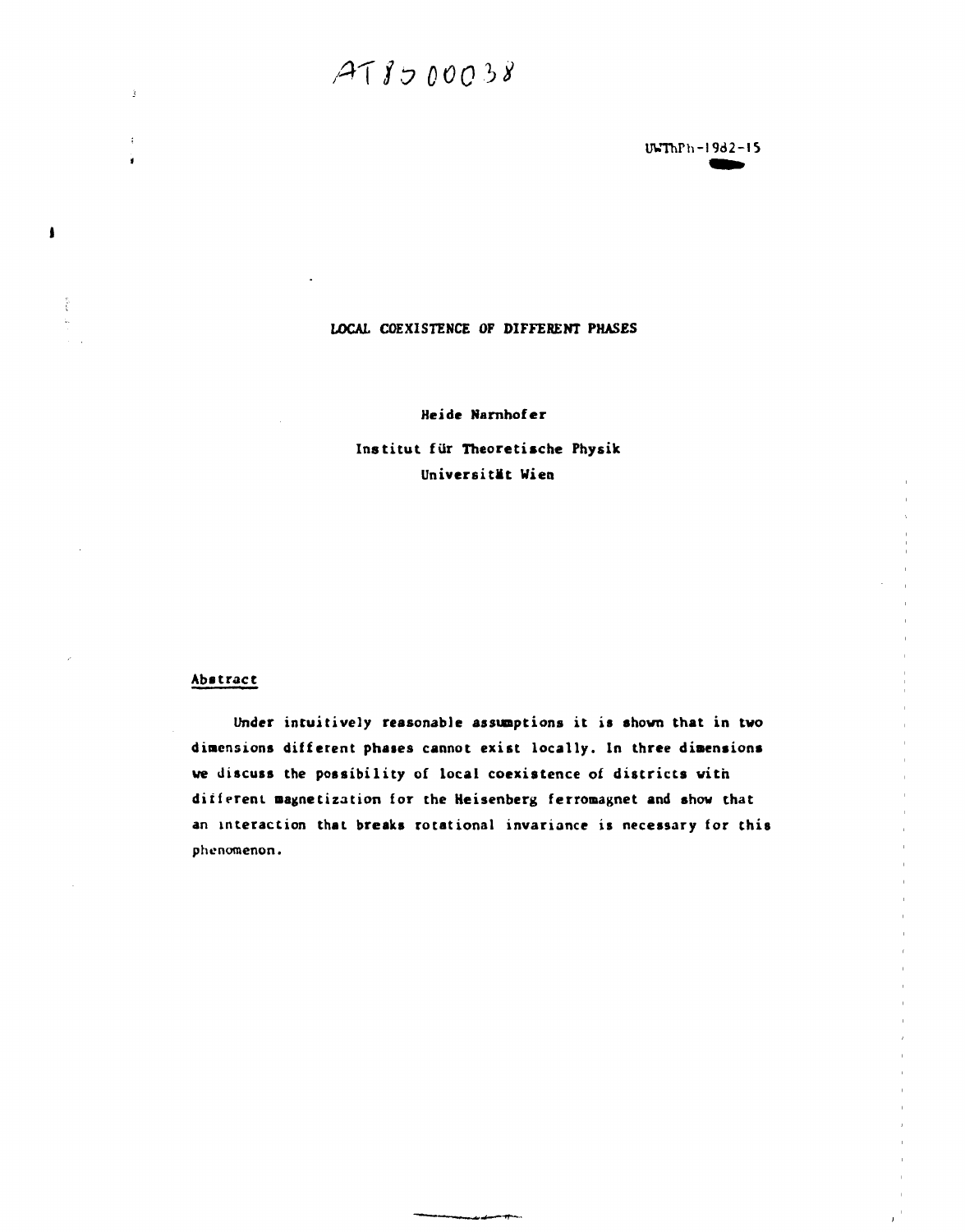AT8500038

UWThPh-1982-15

# LOCAL COEXISTENCE OF DIFFERENT PHASES

Heide Narnhofer

Institut für Theoretische Physik
Universität Wien

## Abstract

Under intuitively reasonable assumptions it is shown that in two dimensions different phases cannot exist locally. In three dimensions we discuss the possibility of local coexistence of districts with different magnetization for the Heisenberg ferromagnet and show that an interaction that breaks rotational invariance is necessary for this phenomenon.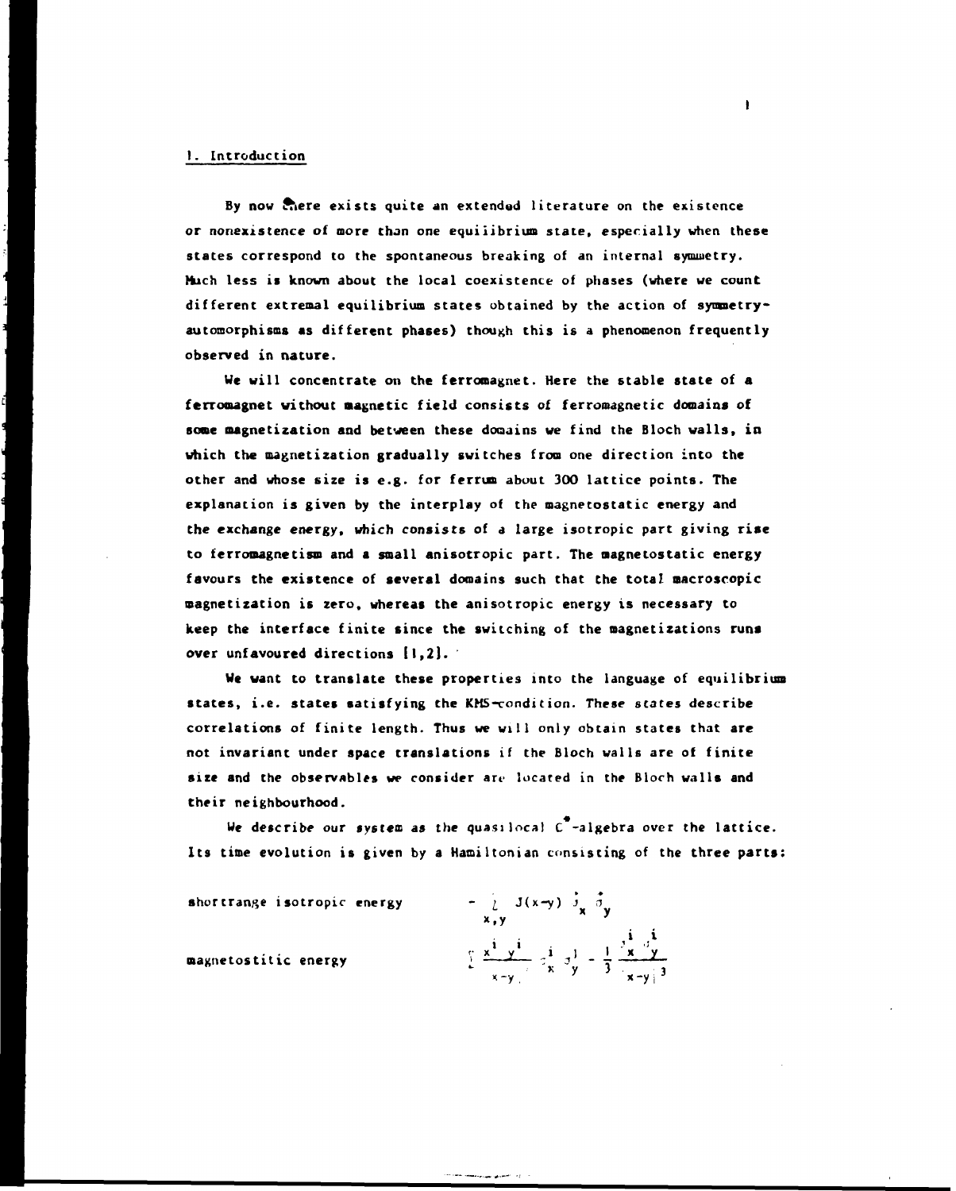## 1. Introduction

By now there exists quite an extended literature on the existence or nonexistence of more than one equilibrium state, especially when these states correspond to the spontaneous breaking of an internal symmetry. Much less is known about the local coexistence of phases (where we count different extremal equilibrium states obtained by the action of symmetry-automorphisms as different phases) though this is a phenomenon frequently observed in nature.

We will concentrate on the ferromagnet. Here the stable state of a ferromagnet without magnetic field consists of ferromagnetic domains of some magnetization and between these domains we find the Bloch walls, in which the magnetization gradually switches from one direction into the other and whose size is e.g. for ferrum about 300 lattice points. The explanation is given by the interplay of the magnetostatic energy and the exchange energy, which consists of a large isotropic part giving rise to ferromagnetism and a small anisotropic part. The magnetostatic energy favours the existence of several domains such that the total macroscopic magnetization is zero, whereas the anisotropic energy is necessary to keep the interface finite since the switching of the magnetizations runs over unfavoured directions [1,2].

We want to translate these properties into the language of equilibrium states, i.e. states satisfying the KMS-condition. These states describe correlations of finite length. Thus we will only obtain states that are not invariant under space translations if the Bloch walls are of finite size and the observables we consider are located in the Bloch walls and their neighbourhood.

We describe our system as the quasilocal $C^*$-algebra over the lattice. Its time evolution is given by a Hamiltonian consisting of the three parts:

shortrange isotropic energy $\qquad - \sum_{x,y} J(x-y)\, \vec{\sigma}_x \vec{\sigma}_y$

magnetostitic energy $\qquad \sum \frac{x^i y^i}{|x-y|^5} \sigma_x^i \sigma_y^j - \frac{1}{3} \frac{\sigma_x^i \sigma_y^i}{|x-y|^3}$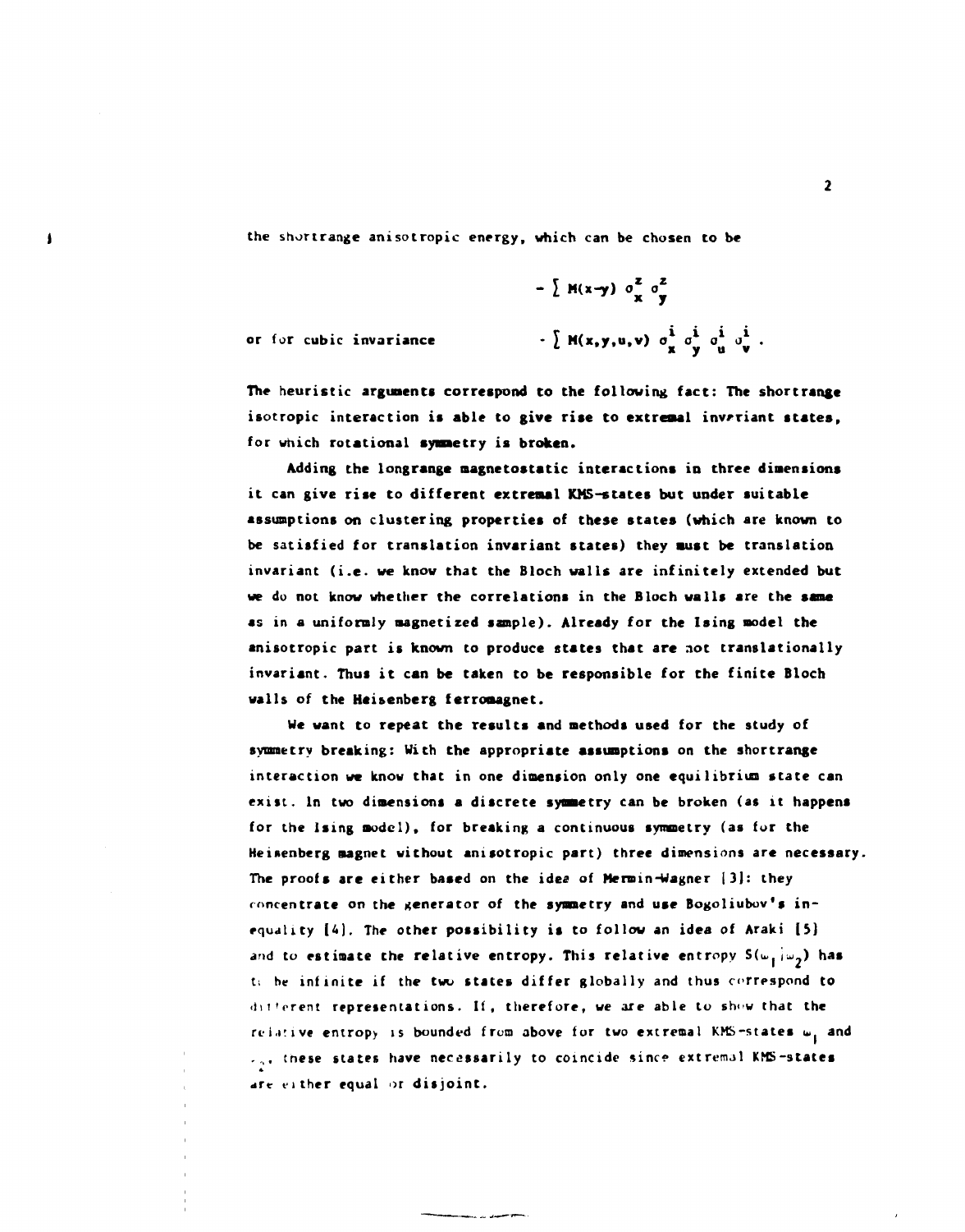the shortrange anisotropic energy, which can be chosen to be

$$- \sum M(x-y)\, \sigma_x^z\, \sigma_y^z$$

or for cubic invariance

$$- \sum M(x,y,u,v)\, \sigma_x^i\, \sigma_y^i\, \sigma_u^i\, \sigma_v^i .$$

The heuristic arguments correspond to the following fact: The shortrange isotropic interaction is able to give rise to extremal invariant states, for which rotational symmetry is broken.

Adding the longrange magnetostatic interactions in three dimensions it can give rise to different extremal KMS-states but under suitable assumptions on clustering properties of these states (which are known to be satisfied for translation invariant states) they must be translation invariant (i.e. we know that the Bloch walls are infinitely extended but we do not know whether the correlations in the Bloch walls are the same as in a uniformly magnetized sample). Already for the Ising model the anisotropic part is known to produce states that are not translationally invariant. Thus it can be taken to be responsible for the finite Bloch walls of the Heisenberg ferromagnet.

We want to repeat the results and methods used for the study of symmetry breaking: With the appropriate assumptions on the shortrange interaction we know that in one dimension only one equilibrium state can exist. In two dimensions a discrete symmetry can be broken (as it happens for the Ising model), for breaking a continuous symmetry (as for the Heisenberg magnet without anisotropic part) three dimensions are necessary. The proofs are either based on the idea of Mermin-Wagner [3]: they concentrate on the generator of the symmetry and use Bogoliubov's inequality [4]. The other possibility is to follow an idea of Araki [5] and to estimate the relative entropy. This relative entropy $S(\omega_1|\omega_2)$ has to be infinite if the two states differ globally and thus correspond to different representations. If, therefore, we are able to show that the relative entropy is bounded from above for two extremal KMS-states $\omega_1$ and $\omega_2$, these states have necessarily to coincide since extremal KMS-states are either equal or disjoint.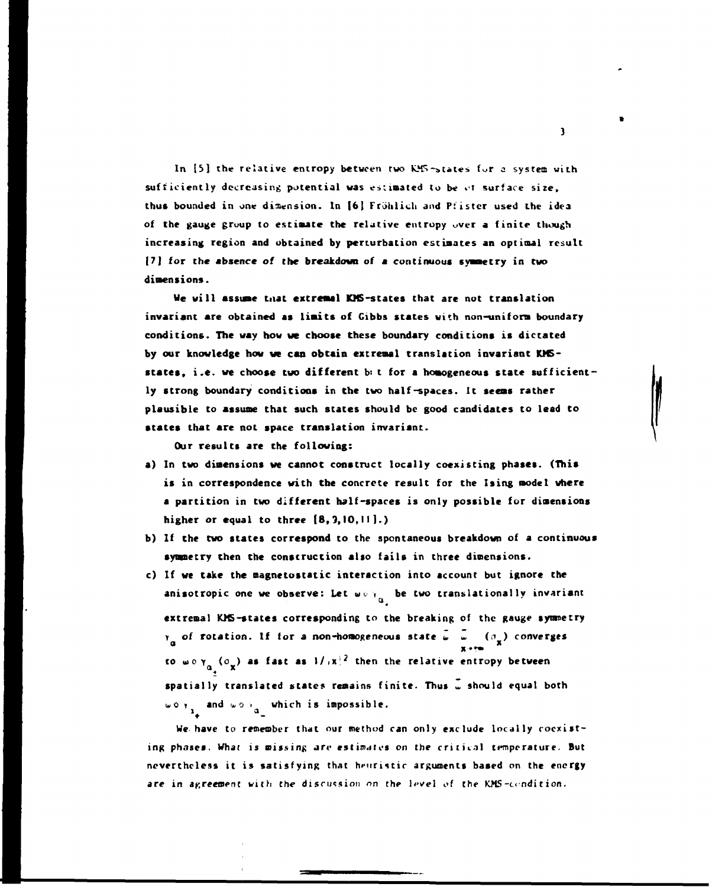In [5] the relative entropy between two KMS-states for a system with sufficiently decreasing potential was estimated to be of surface size, thus bounded in one dimension. In [6] Fröhlich and Pfister used the idea of the gauge group to estimate the relative entropy over a finite though increasing region and obtained by perturbation estimates an optimal result [7] for the absence of the breakdown of a continuous symmetry in two dimensions.

We will assume that extremal KMS-states that are not translation invariant are obtained as limits of Gibbs states with non-uniform boundary conditions. The way how we choose these boundary conditions is dictated by our knowledge how we can obtain extremal translation invariant KMS-states, i.e. we choose two different but for a homogeneous state sufficiently strong boundary conditions in the two half-spaces. It seems rather plausible to assume that such states should be good candidates to lead to states that are not space translation invariant.

Our results are the following:

a) In two dimensions we cannot construct locally coexisting phases. (This is in correspondence with the concrete result for the Ising model where a partition in two different half-spaces is only possible for dimensions higher or equal to three [8,9,10,11].)
b) If the two states correspond to the spontaneous breakdown of a continuous symmetry then the construction also fails in three dimensions.
c) If we take the magnetostatic interaction into account but ignore the anisotropic one we observe: Let $\omega \circ \gamma_{\alpha_\pm}$ be two translationally invariant extremal KMS-states corresponding to the breaking of the gauge symmetry $\gamma_\alpha$ of rotation. If for a non-homogeneous state $\bar{\omega}$ $\bar{\omega}_{x \to \infty}(\sigma_x)$ converges to $\omega \circ \gamma_{\alpha_\pm}(\sigma_x)$ as fast as $1/|x|^2$ then the relative entropy between spatially translated states remains finite. Thus $\bar{\omega}$ should equal both $\omega \circ \gamma_{\alpha_+}$ and $\omega \circ \gamma_{\alpha_-}$ which is impossible.

We have to remember that our method can only exclude locally coexisting phases. What is missing are estimates on the critical temperature. But nevertheless it is satisfying that heuristic arguments based on the energy are in agreement with the discussion on the level of the KMS-condition.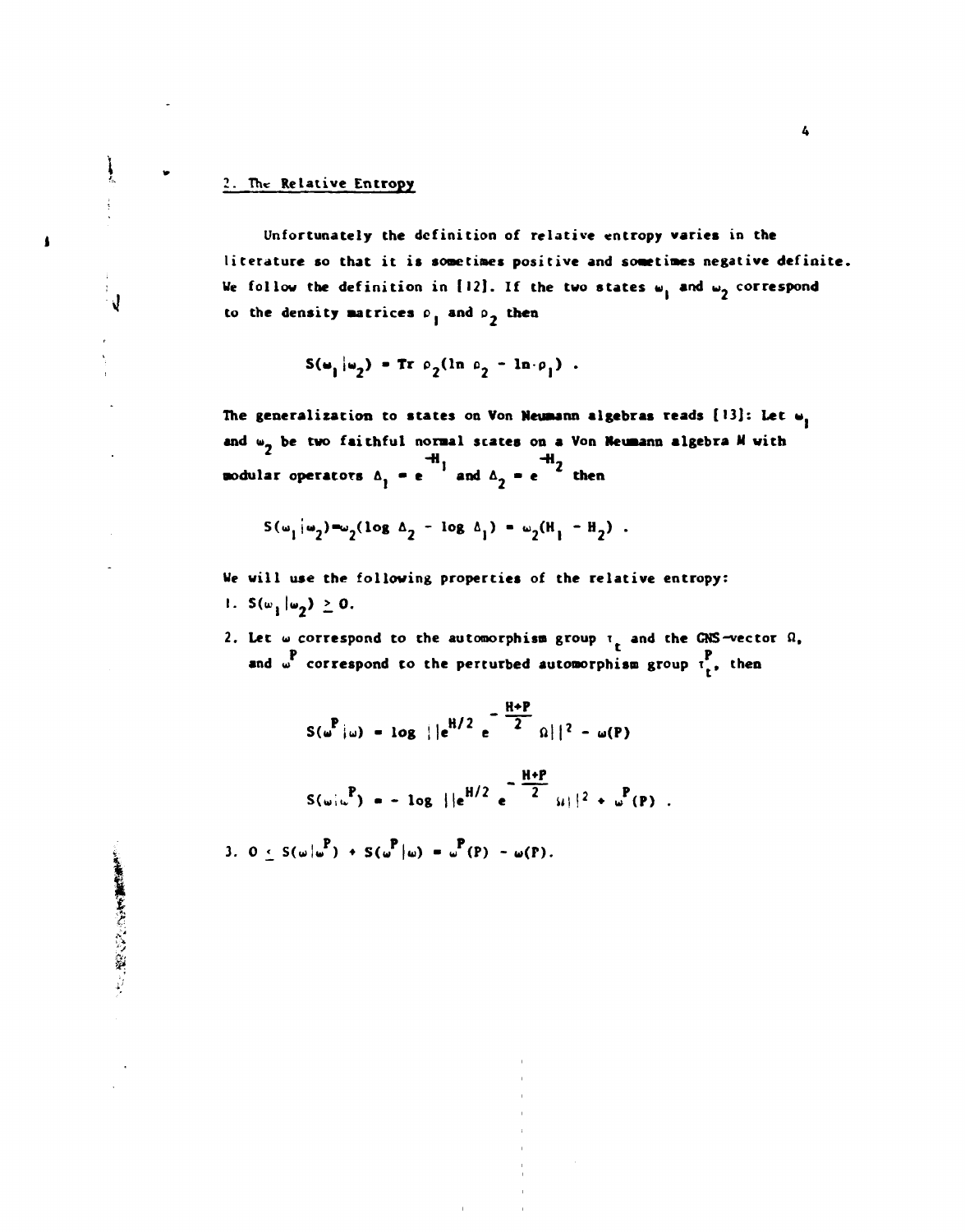## 2. The Relative Entropy

Unfortunately the definition of relative entropy varies in the literature so that it is sometimes positive and sometimes negative definite. We follow the definition in [12]. If the two states $\omega_1$ and $\omega_2$ correspond to the density matrices $\rho_1$ and $\rho_2$ then

$$S(\omega_1|\omega_2) = \mathrm{Tr}\ \rho_2(\ln \rho_2 - \ln \rho_1) .$$

The generalization to states on Von Neumann algebras reads [13]: Let $\omega_1$ and $\omega_2$ be two faithful normal states on a Von Neumann algebra $M$ with modular operators $\Delta_1 = e^{-H_1}$ and $\Delta_2 = e^{-H_2}$ then

$$S(\omega_1|\omega_2) = \omega_2(\log \Delta_2 - \log \Delta_1) = \omega_2(H_1 - H_2) .$$

We will use the following properties of the relative entropy:

1. $S(\omega_1|\omega_2) \geq 0$.
2. Let $\omega$ correspond to the automorphism group $\tau_t$ and the GNS-vector $\Omega$, and $\omega^P$ correspond to the perturbed automorphism group $\tau_t^P$, then

$$S(\omega^P|\omega) = \log ||e^{H/2} e^{-\frac{H+P}{2}} \Omega||^2 - \omega(P)$$

$$S(\omega|\omega^P) = - \log ||e^{H/2} e^{-\frac{H+P}{2}} \Omega||^2 + \omega^P(P) .$$

3. $0 \leq S(\omega|\omega^P) + S(\omega^P|\omega) = \omega^P(P) - \omega(P)$.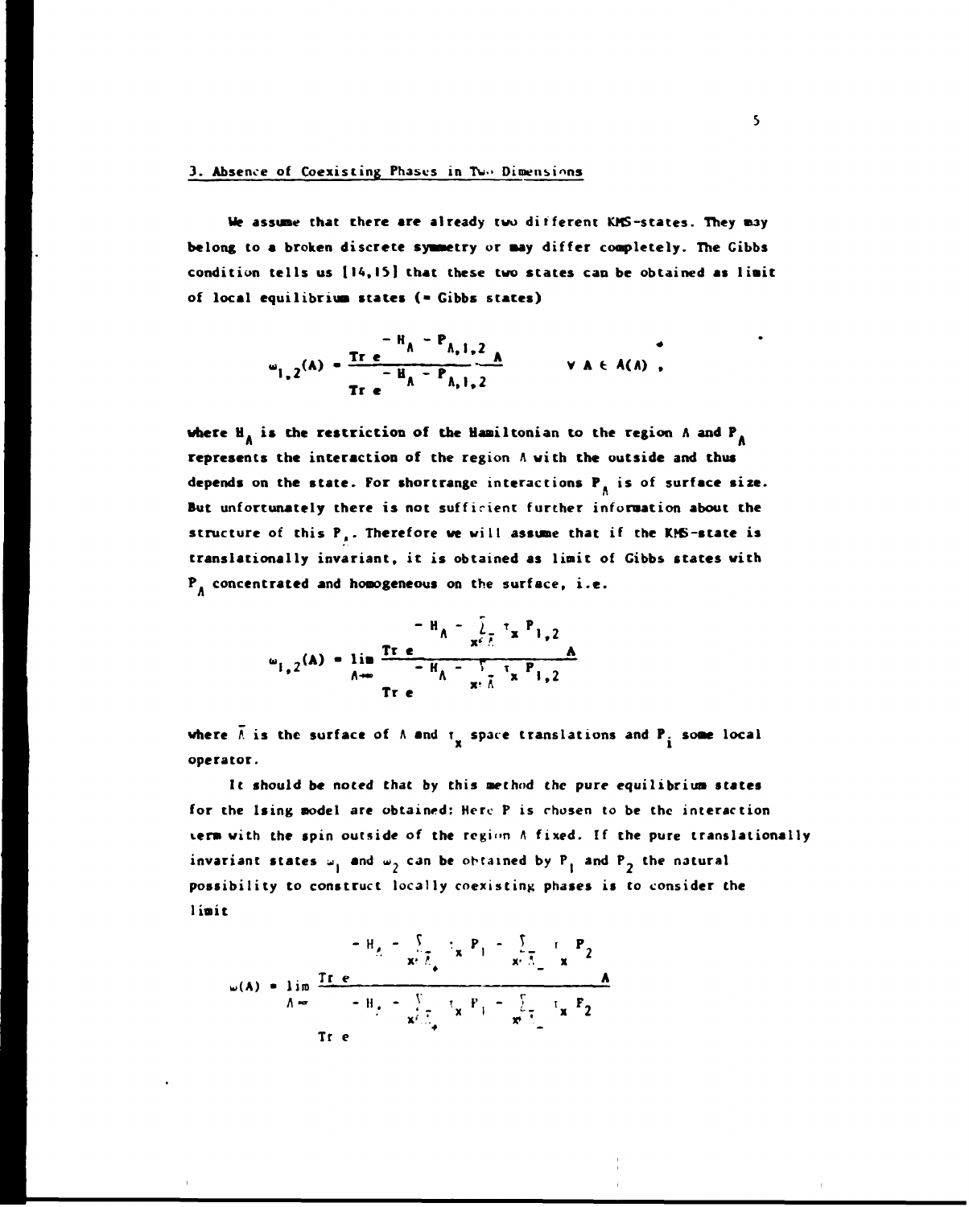## 3. Absence of Coexisting Phases in Two Dimensions

We assume that there are already two different KMS-states. They may belong to a broken discrete symmetry or may differ completely. The Gibbs condition tells us [14,15] that these two states can be obtained as limit of local equilibrium states (= Gibbs states)

$$\omega_{1,2}(A) = \frac{\operatorname{Tr} e^{-H_\Lambda - P_{\Lambda,1,2}} A}{\operatorname{Tr} e^{-H_\Lambda - P_{\Lambda,1,2}}} \qquad \forall\, A \in \mathcal{A}(\Lambda) ,$$

where $H_\Lambda$ is the restriction of the Hamiltonian to the region $\Lambda$ and $P_\Lambda$ represents the interaction of the region $\Lambda$ with the outside and thus depends on the state. For shortrange interactions $P_\Lambda$ is of surface size. But unfortunately there is not sufficient further information about the structure of this $P_\Lambda$. Therefore we will assume that if the KMS-state is translationally invariant, it is obtained as limit of Gibbs states with $P_\Lambda$ concentrated and homogeneous on the surface, i.e.

$$\omega_{1,2}(A) = \lim_{\Lambda\to\infty} \frac{\operatorname{Tr} e^{-H_\Lambda - \sum_{x\in\bar{\Lambda}} \tau_x P_{1,2}} A}{\operatorname{Tr} e^{-H_\Lambda - \sum_{x\in\bar{\Lambda}} \tau_x P_{1,2}}}$$

where $\bar{\Lambda}$ is the surface of $\Lambda$ and $\tau_x$ space translations and $P_i$ some local operator.

It should be noted that by this method the pure equilibrium states for the Ising model are obtained: Here $P$ is chosen to be the interaction term with the spin outside of the region $\Lambda$ fixed. If the pure translationally invariant states $\omega_1$ and $\omega_2$ can be obtained by $P_1$ and $P_2$ the natural possibility to construct locally coexisting phases is to consider the limit

$$\omega(A) = \lim_{\Lambda\to\infty} \frac{\operatorname{Tr} e^{-H_\Lambda - \sum_{x\in\bar{\Lambda}_+} \tau_x P_1 - \sum_{x\in\bar{\Lambda}_-} \tau_x P_2} A}{\operatorname{Tr} e^{-H_\Lambda - \sum_{x\in\bar{\Lambda}_+} \tau_x P_1 - \sum_{x\in\bar{\Lambda}_-} \tau_x P_2}}$$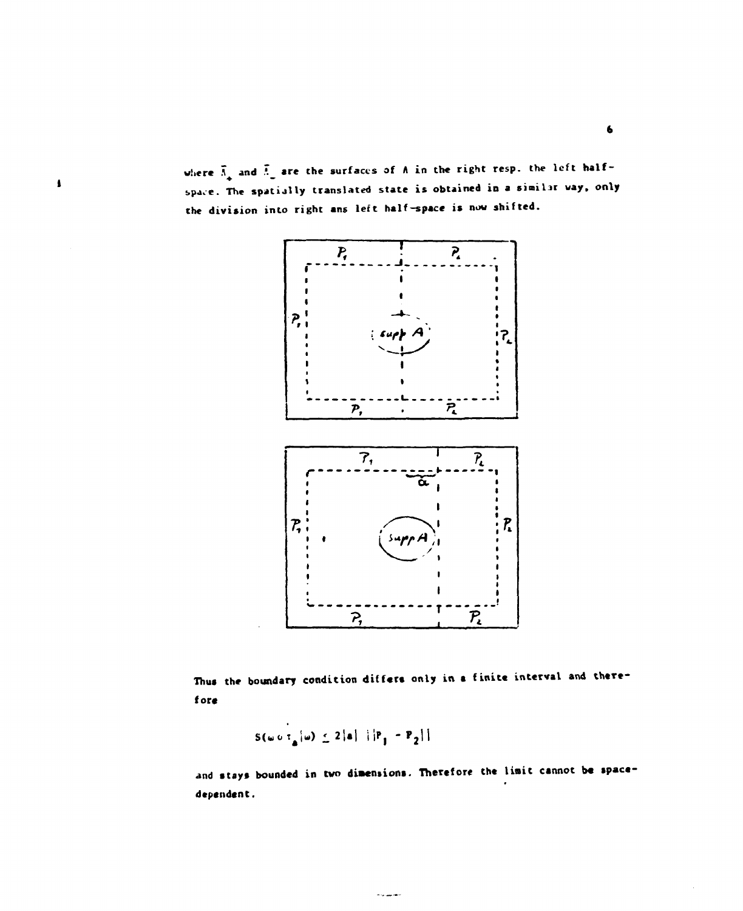where $\bar{\Lambda}_+$ and $\bar{\Lambda}_-$ are the surfaces of $\Lambda$ in the right resp. the left half-space. The spatially translated state is obtained in a similar way, only the division into right ans left half-space is now shifted.

$P_1$

$P_2$

$P_1$

$P_2$

supp $A$

$P_1$

$P_2$

$P_1$

$P_2$

$a$

$P_1$

$P_2$

supp $A$

$P_1$

$P_2$

Thus the boundary condition differs only in a finite interval and therefore

$$S(\omega \circ \tau_a | \omega) \leq 2|a| \; ||P_1 - P_2||$$

and stays bounded in two dimensions. Therefore the limit cannot be space-dependent.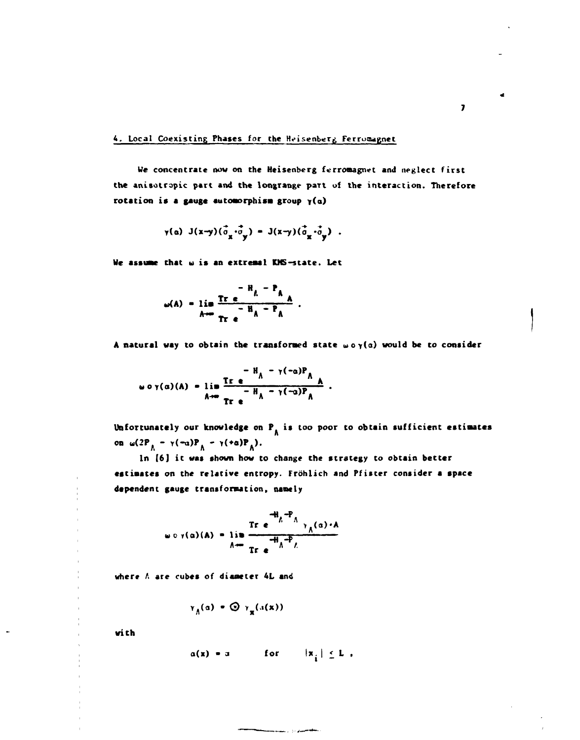## 4. Local Coexisting Phases for the Heisenberg Ferromagnet

We concentrate now on the Heisenberg ferromagnet and neglect first the anisotropic part and the longrange part of the interaction. Therefore rotation is a gauge automorphism group $\gamma(\alpha)$

$$\gamma(\alpha)\ J(x-y)(\vec{\sigma}_x \cdot \vec{\sigma}_y) = J(x-y)(\vec{\sigma}_x \cdot \vec{\sigma}_y) \ .$$

We assume that $\omega$ is an extremal KMS-state. Let

$$\omega(A) = \lim_{\Lambda\to\infty} \frac{\mathrm{Tr}\ e^{-H_\Lambda - P_\Lambda} A}{\mathrm{Tr}\ e^{-H_\Lambda - P_\Lambda}} \ .$$

A natural way to obtain the transformed state $\omega \circ \gamma(\alpha)$ would be to consider

$$\omega \circ \gamma(\alpha)(A) = \lim_{\Lambda\to\infty} \frac{\mathrm{Tr}\ e^{-H_\Lambda - \gamma(-\alpha)P_\Lambda} A}{\mathrm{Tr}\ e^{-H_\Lambda - \gamma(-\alpha)P_\Lambda}} \ .$$

Unfortunately our knowledge on $P_\Lambda$ is too poor to obtain sufficient estimates on $\omega(2P_\Lambda - \gamma(-\alpha)P_\Lambda - \gamma(+\alpha)P_\Lambda)$.

In [6] it was shown how to change the strategy to obtain better estimates on the relative entropy. Fröhlich and Pfister consider a space dependent gauge transformation, namely

$$\omega \circ \gamma(\alpha)(A) = \lim_{\Lambda\to\infty} \frac{\mathrm{Tr}\ e^{-H_\Lambda - P_\Lambda}\ \gamma_\Lambda(\alpha)\cdot A}{\mathrm{Tr}\ e^{-H_\Lambda - P_\Lambda}}$$

where $\Lambda$ are cubes of diameter $4L$ and

$$\gamma_\Lambda(\alpha) = \bigotimes \gamma_x(\alpha(x))$$

with

$$\alpha(x) = \alpha \qquad \text{for} \qquad |x_i| \leq L \ ,$$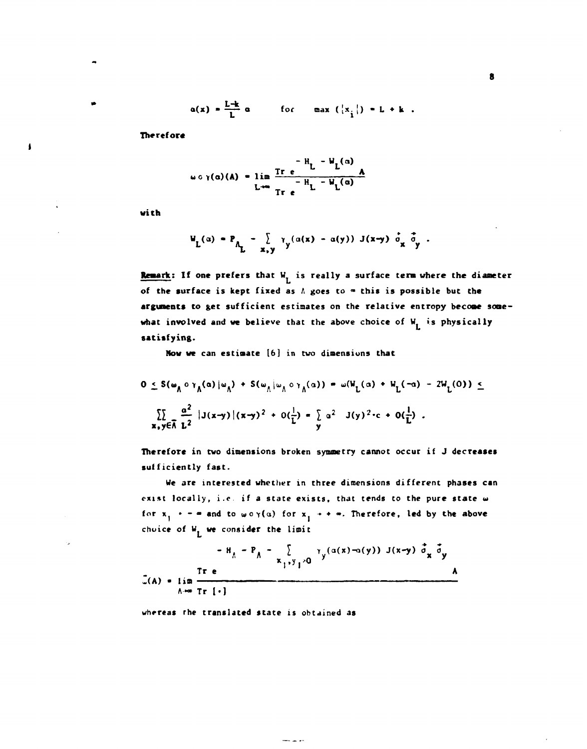$$\alpha(x) = \frac{L-k}{L}\,\alpha \qquad \text{for} \quad \max(|x_i|) = L + k .$$

Therefore

$$\omega \circ \gamma(\alpha)(A) = \lim_{L\to\infty} \frac{\operatorname{Tr} e^{-H_L - W_L(\alpha)} A}{\operatorname{Tr} e^{-H_L - W_L(\alpha)}}$$

with

$$W_L(\alpha) = P_{\Lambda_L} - \sum_{x,y} \gamma_y(\alpha(x) - \alpha(y))\, J(x-y)\, \vec{\sigma}_x \vec{\sigma}_y .$$

**Remark:** If one prefers that $W_L$ is really a surface term where the diameter of the surface is kept fixed as $\Lambda$ goes to $\infty$ this is possible but the arguments to get sufficient estimates on the relative entropy become somewhat involved and we believe that the above choice of $W_L$ is physically satisfying.

Now we can estimate [6] in two dimensions that

$$0 \leq S(\omega_\Lambda \circ \gamma_\Lambda(\alpha)|\omega_\Lambda) + S(\omega_\Lambda|\omega_\Lambda \circ \gamma_\Lambda(\alpha)) = \omega(W_L(\alpha) + W_L(-\alpha) - 2W_L(0)) \leq$$

$$\sum\sum_{x,y\in\bar{\Lambda}} \frac{\alpha^2}{L^2} |J(x-y)|(x-y)^2 + O(\tfrac{1}{L}) = \sum_y \alpha^2\, J(y)^2 \cdot c + O(\tfrac{1}{L}) .$$

Therefore in two dimensions broken symmetry cannot occur if $J$ decreases sufficiently fast.

We are interested whether in three dimensions different phases can exist locally, i.e. if a state exists, that tends to the pure state $\omega$ for $x_1 \to -\infty$ and to $\omega \circ \gamma(\alpha)$ for $x_1 \to +\infty$. Therefore, led by the above choice of $W_L$ we consider the limit

$$\tilde{\omega}(A) = \lim_{\Lambda\to\infty} \frac{\operatorname{Tr} e^{-H_\Lambda - P_\Lambda - \sum_{x_1, y_1 > 0} \gamma_y(\alpha(x) - \alpha(y))\, J(x-y)\, \vec{\sigma}_x \vec{\sigma}_y} A}{\operatorname{Tr}\,[\cdot]}$$

whereas the translated state is obtained as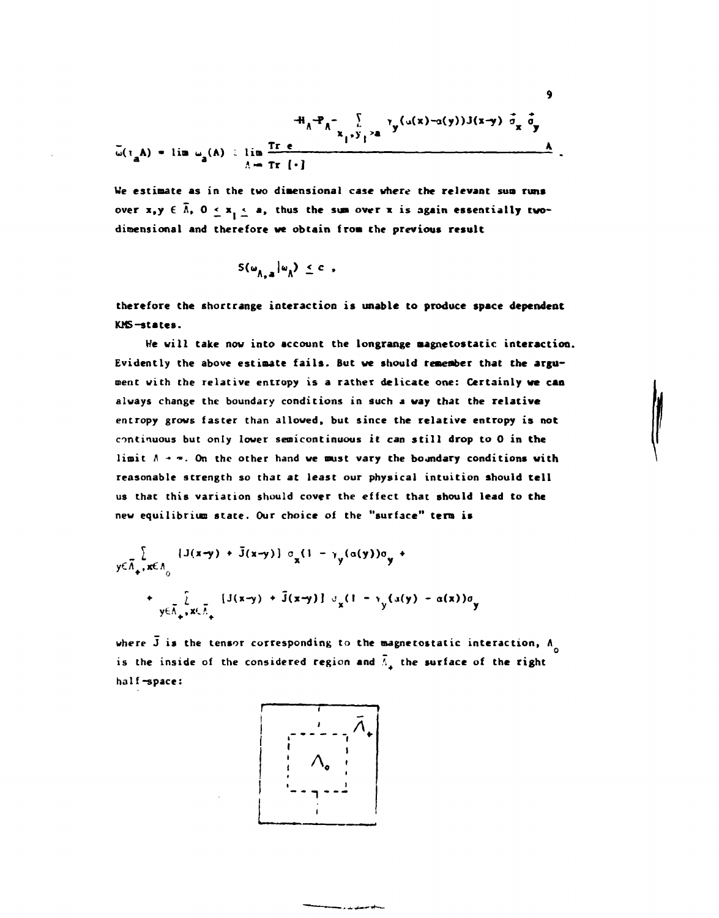$$\bar{\omega}(\tau_a A) = \lim \omega_a(A) = \lim_{\Lambda \to \infty} \frac{\mathrm{Tr}\, e^{-H_\Lambda - P_\Lambda - \sum\limits_{x_1, y_1 > a} \gamma_y(\alpha(x) - \alpha(y)) J(x-y)\, \vec{\sigma}_x \vec{\sigma}_y} A}{\mathrm{Tr}\, [\cdot]} .$$

We estimate as in the two dimensional case where the relevant sum runs over $x, y \in \bar{\Lambda}$, $0 \leq x_1 \leq a$, thus the sum over x is again essentially two-dimensional and therefore we obtain from the previous result

$$S(\omega_{\Lambda,a} | \omega_\Lambda) \leq c ,$$

therefore the shortrange interaction is unable to produce space dependent KMS-states.

We will take now into account the longrange magnetostatic interaction. Evidently the above estimate fails. But we should remember that the argument with the relative entropy is a rather delicate one: Certainly we can always change the boundary conditions in such a way that the relative entropy grows faster than allowed, but since the relative entropy is not continuous but only lower semicontinuous it can still drop to 0 in the limit $\Lambda \to \infty$. On the other hand we must vary the boundary conditions with reasonable strength so that at least our physical intuition should tell us that this variation should cover the effect that should lead to the new equilibrium state. Our choice of the "surface" term is

$$\sum_{y \in \bar{\Lambda}_+, x \in \Lambda_0} [J(x-y) + \bar{J}(x-y)]\, \sigma_x (1 - \gamma_y(\alpha(y)) \sigma_y +$$

$$+ \sum_{y \in \bar{\Lambda}_+, x \in \bar{\Lambda}_+} [J(x-y) + \bar{J}(x-y)]\, \sigma_x (1 - \gamma_y(\alpha(y) - \alpha(x)) \sigma_y$$

where $\bar{J}$ is the tensor corresponding to the magnetostatic interaction, $\Lambda_0$ is the inside of the considered region and $\bar{\Lambda}_+$ the surface of the right half-space:

$\bar{\Lambda}_+$

$\Lambda_0$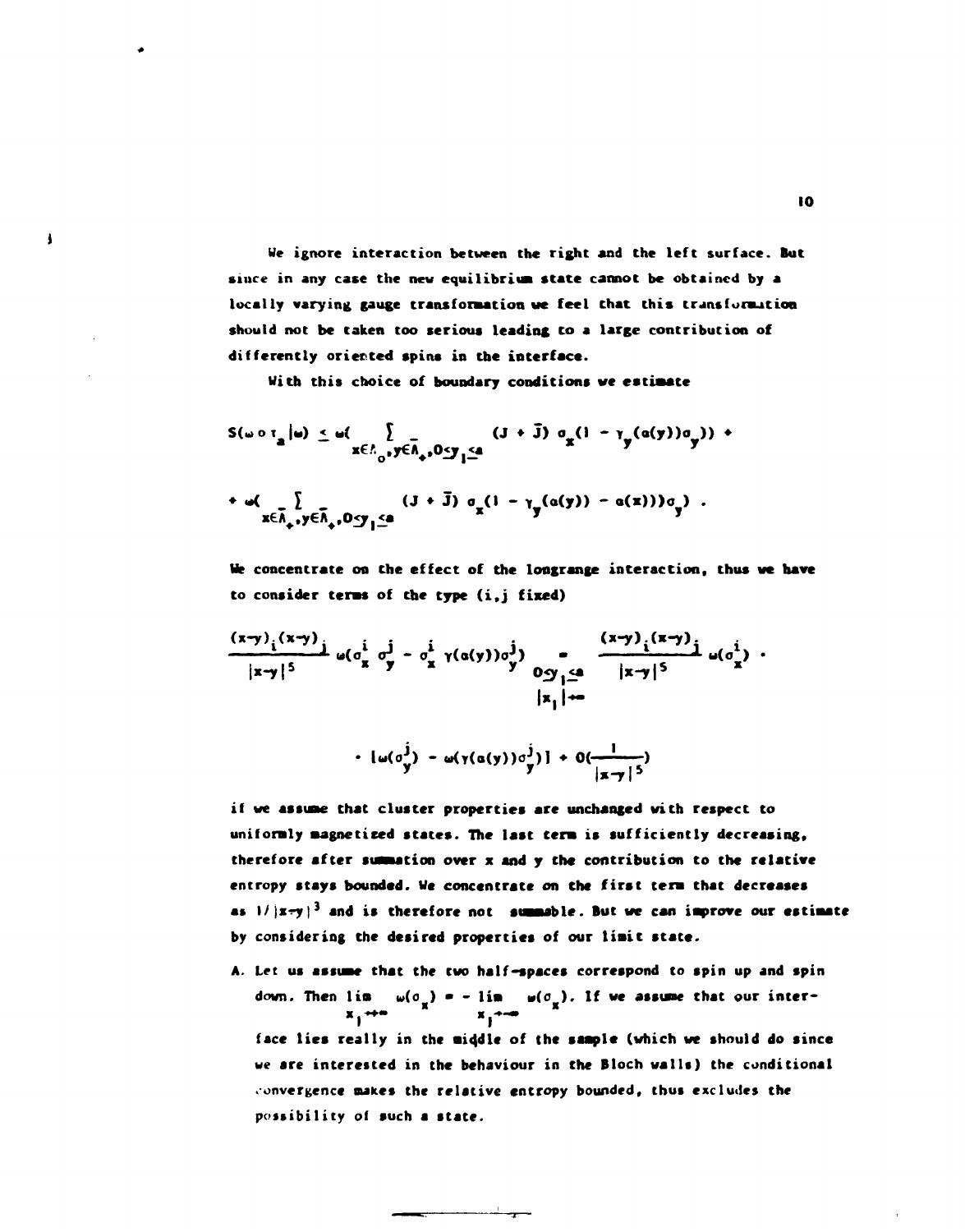We ignore interaction between the right and the left surface. But since in any case the new equilibrium state cannot be obtained by a locally varying gauge transformation we feel that this transformation should not be taken too serious leading to a large contribution of differently oriented spins in the interface.

With this choice of boundary conditions we estimate

$$S(\omega \circ \tau_a | \omega) \leq \omega\Big( \sum_{x \in \Lambda_0, y \in \bar{\Lambda}_+, 0 \leq y_1 \leq a} (J + \bar{J})\, \sigma_x (1 - \gamma_y(\alpha(y))\sigma_y) \Big) +$$

$$+ \omega\Big( \sum_{x \in \bar{\Lambda}_+, y \in \bar{\Lambda}_+, 0 \leq y_1 \leq a} (J + \bar{J})\, \sigma_x (1 - \gamma_y(\alpha(y)) - \alpha(x)))\sigma_y \Big) .$$

We concentrate on the effect of the longrange interaction, thus we have to consider terms of the type (i,j fixed)

$$\frac{(x-y)_i (x-y)_j}{|x-y|^5}\, \omega(\sigma_x^i \sigma_y^j - \sigma_x^i \gamma(\alpha(y))\sigma_y^j) \underset{\substack{0 \leq y_1 \leq a \\ |x_1| \to \infty}}{=} \frac{(x-y)_i (x-y)_j}{|x-y|^5}\, \omega(\sigma_x^i) \cdot$$

$$\cdot\, [\omega(\sigma_y^j) - \omega(\gamma(\alpha(y))\sigma_y^j)] + O\Big(\frac{1}{|x-y|^5}\Big)$$

if we assume that cluster properties are unchanged with respect to uniformly magnetized states. The last term is sufficiently decreasing, therefore after summation over x and y the contribution to the relative entropy stays bounded. We concentrate on the first term that decreases as $1/|x-y|^3$ and is therefore not summable. But we can improve our estimate by considering the desired properties of our limit state.

A. Let us assume that the two half-spaces correspond to spin up and spin down. Then $\lim_{x_1 \to +\infty} \omega(\sigma_x) = - \lim_{x_1 \to -\infty} \omega(\sigma_x)$. If we assume that our interface lies really in the middle of the sample (which we should do since we are interested in the behaviour in the Bloch walls) the conditional convergence makes the relative entropy bounded, thus excludes the possibility of such a state.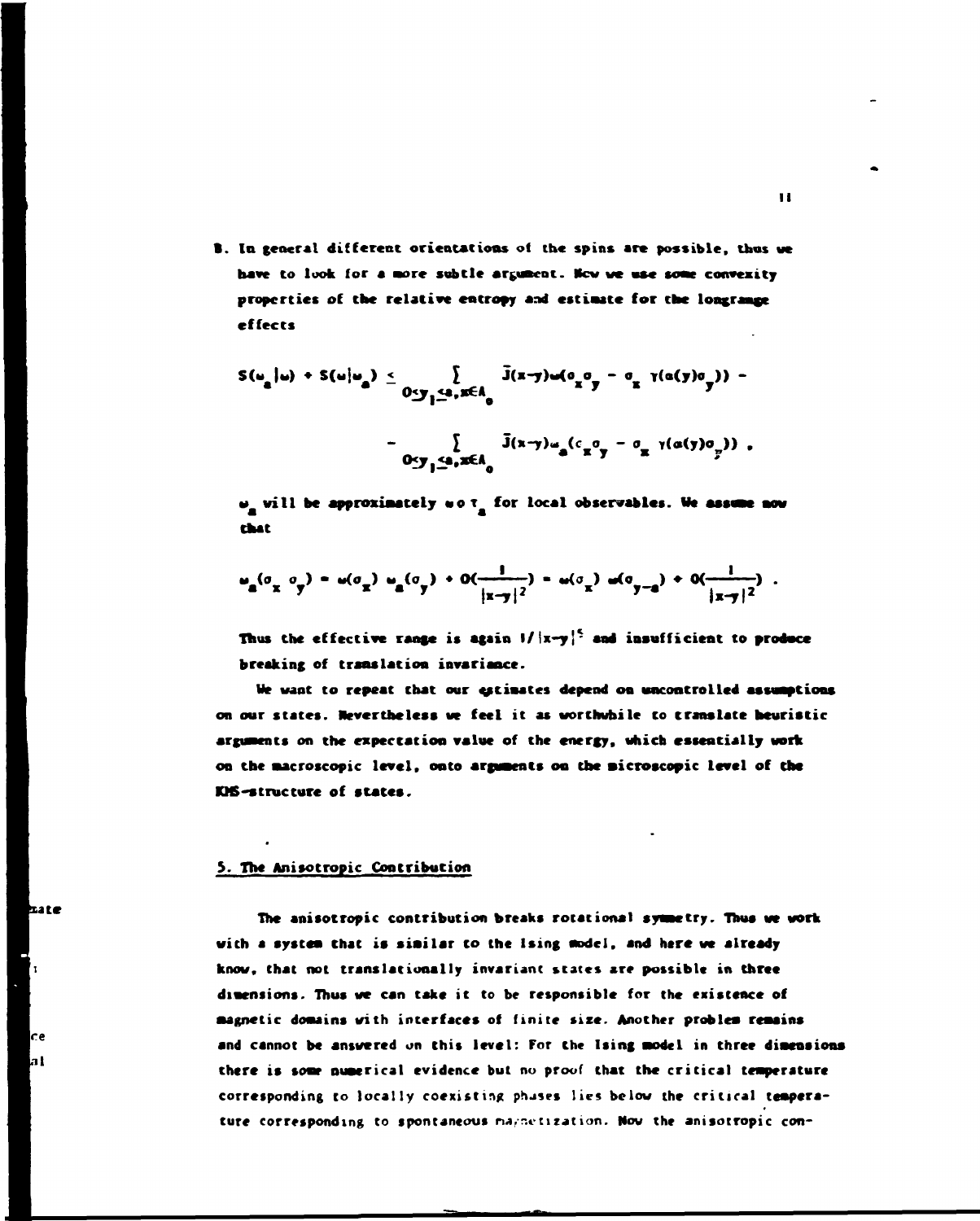B. In general different orientations of the spins are possible, thus we have to look for a more subtle argument. Now we use some convexity properties of the relative entropy and estimate for the longrange effects

$$S(\omega_a|\omega) + S(\omega|\omega_a) \leq \sum_{0\leq y_1\leq a, x\in\Lambda_0} \tilde{J}(x-y)\omega(\sigma_x\sigma_y - \sigma_x\,\gamma(\alpha(y)\sigma_y)) -$$

$$- \sum_{0\leq y_1\leq a, x\in\Lambda_0} \tilde{J}(x-y)\omega_a(\sigma_x\sigma_y - \sigma_x\,\gamma(\alpha(y)\sigma_y)) \,.$$

$\omega_a$ will be approximately $\omega\circ\tau_a$ for local observables. We assume now that

$$\omega_a(\sigma_x\,\sigma_y) = \omega(\sigma_x)\,\omega_a(\sigma_y) + O(\frac{1}{|x-y|^2}) = \omega(\sigma_x)\,\omega(\sigma_{y-a}) + O(\frac{1}{|x-y|^2}) \,.$$

Thus the effective range is again $1/|x-y|^5$ and insufficient to produce breaking of translation invariance.

We want to repeat that our estimates depend on uncontrolled assumptions on our states. Nevertheless we feel it as worthwhile to translate heuristic arguments on the expectation value of the energy, which essentially work on the macroscopic level, onto arguments on the microscopic level of the KMS-structure of states.

## 5. The Anisotropic Contribution

The anisotropic contribution breaks rotational symmetry. Thus we work with a system that is similar to the Ising model, and here we already know, that not translationally invariant states are possible in three dimensions. Thus we can take it to be responsible for the existence of magnetic domains with interfaces of finite size. Another problem remains and cannot be answered on this level: For the Ising model in three dimensions there is some numerical evidence but no proof that the critical temperature corresponding to locally coexisting phases lies below the critical temperature corresponding to spontaneous magnetization. Now the anisotropic con-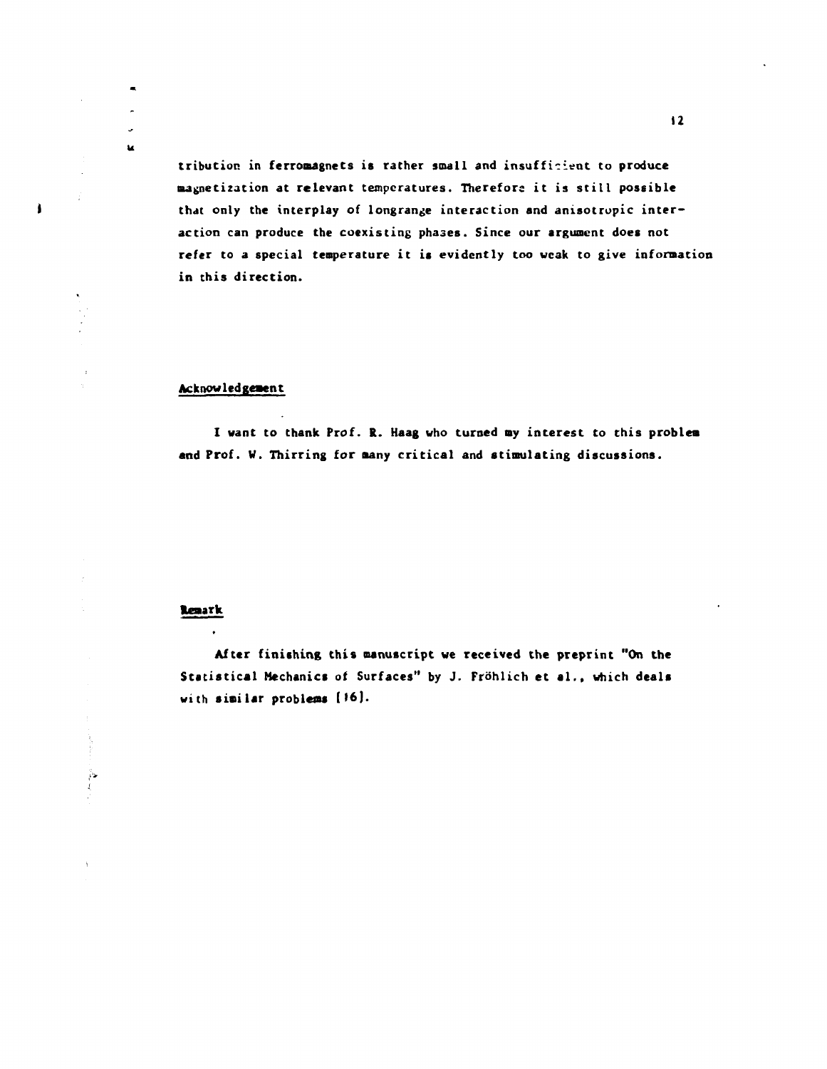tribution in ferromagnets is rather small and insufficient to produce magnetization at relevant temperatures. Therefore it is still possible that only the interplay of longrange interaction and anisotropic interaction can produce the coexisting phases. Since our argument does not refer to a special temperature it is evidently too weak to give information in this direction.

## Acknowledgement

I want to thank Prof. R. Haag who turned my interest to this problem and Prof. W. Thirring for many critical and stimulating discussions.

## Remark

After finishing this manuscript we received the preprint "On the Statistical Mechanics of Surfaces" by J. Fröhlich et al., which deals with similar problems [16].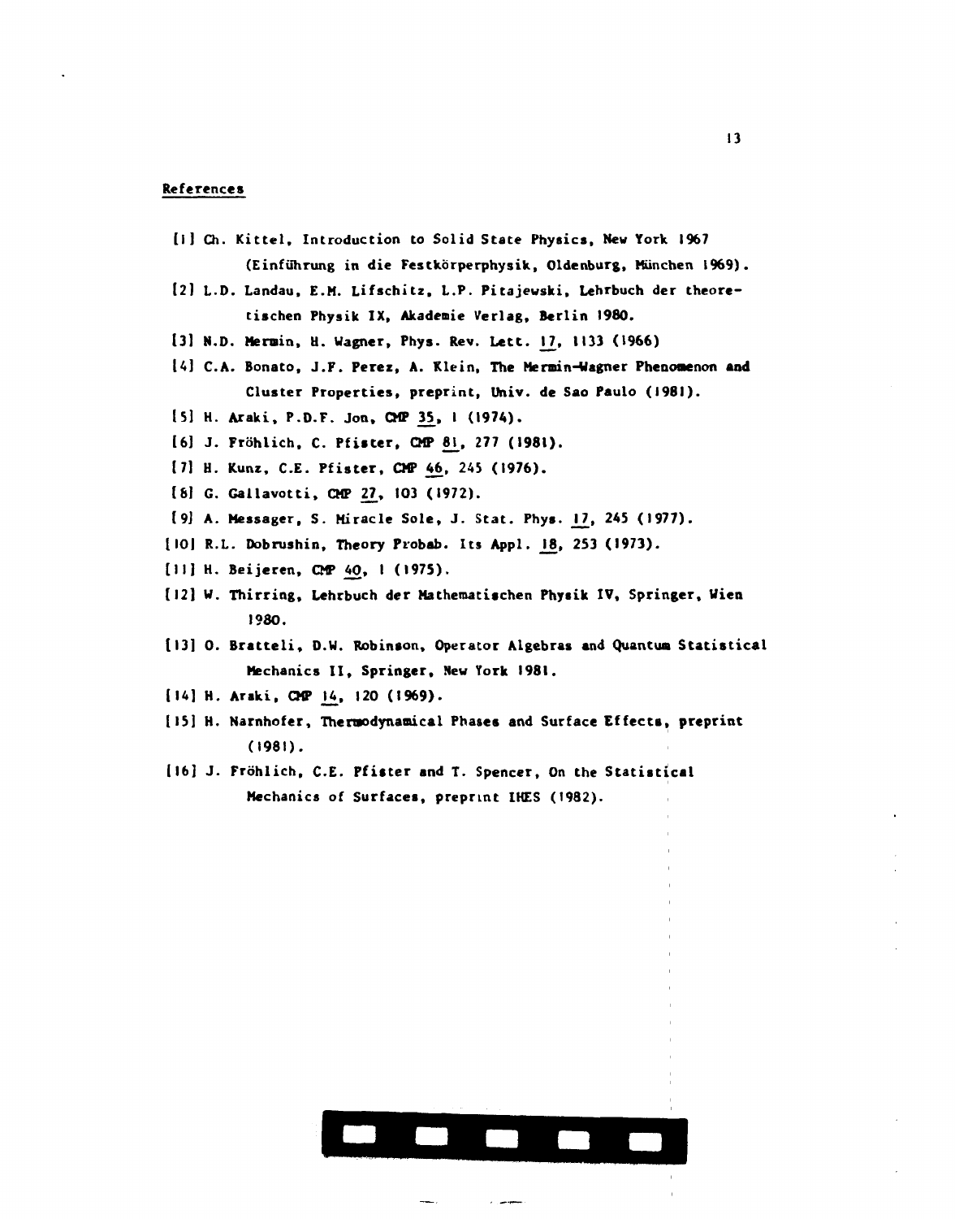## References

[1] Ch. Kittel, Introduction to Solid State Physics, New York 1967 (Einführung in die Festkörperphysik, Oldenburg, München 1969).

[2] L.D. Landau, E.M. Lifschitz, L.P. Pitajewski, Lehrbuch der theoretischen Physik IX, Akademie Verlag, Berlin 1980.

[3] N.D. Mermin, H. Wagner, Phys. Rev. Lett. 17, 1133 (1966)

[4] C.A. Bonato, J.F. Perez, A. Klein, The Mermin-Wagner Phenomenon and Cluster Properties, preprint, Univ. de Sao Paulo (1981).

[5] H. Araki, P.D.F. Jon, CMP 35, 1 (1974).

[6] J. Fröhlich, C. Pfister, CMP 81, 277 (1981).

[7] H. Kunz, C.E. Pfister, CMP 46, 245 (1976).

[8] G. Gallavotti, CMP 27, 103 (1972).

[9] A. Messager, S. Miracle Sole, J. Stat. Phys. 17, 245 (1977).

[10] R.L. Dobrushin, Theory Probab. Its Appl. 18, 253 (1973).

[11] H. Beijeren, CMP 40, 1 (1975).

[12] W. Thirring, Lehrbuch der Mathematischen Physik IV, Springer, Wien 1980.

[13] O. Bratteli, D.W. Robinson, Operator Algebras and Quantum Statistical Mechanics II, Springer, New York 1981.

[14] H. Araki, CMP 14, 120 (1969).

[15] H. Narnhofer, Thermodynamical Phases and Surface Effects, preprint (1981).

[16] J. Fröhlich, C.E. Pfister and T. Spencer, On the Statistical Mechanics of Surfaces, preprint IHES (1982).